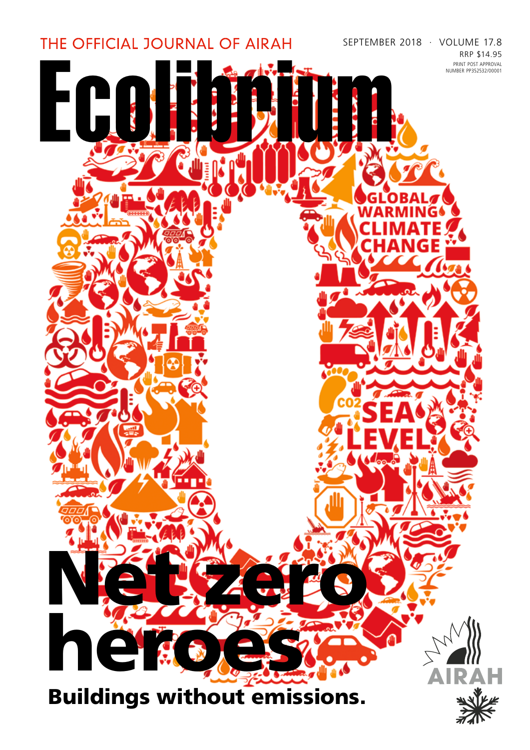THE OFFICIAL JOURNAL OF AIRAH

SEPTEMBER 2018 · VOLUME 17.8
RRP $14.95
PRINT POST APPROVAL NUMBER PP352532/00001

# Ecolibrium

GLOBAL WARMING CLIMATE CHANGE

$CO_2$

SEA LEVEL

# Net zero heroes

**Buildings without emissions.**

AIRAH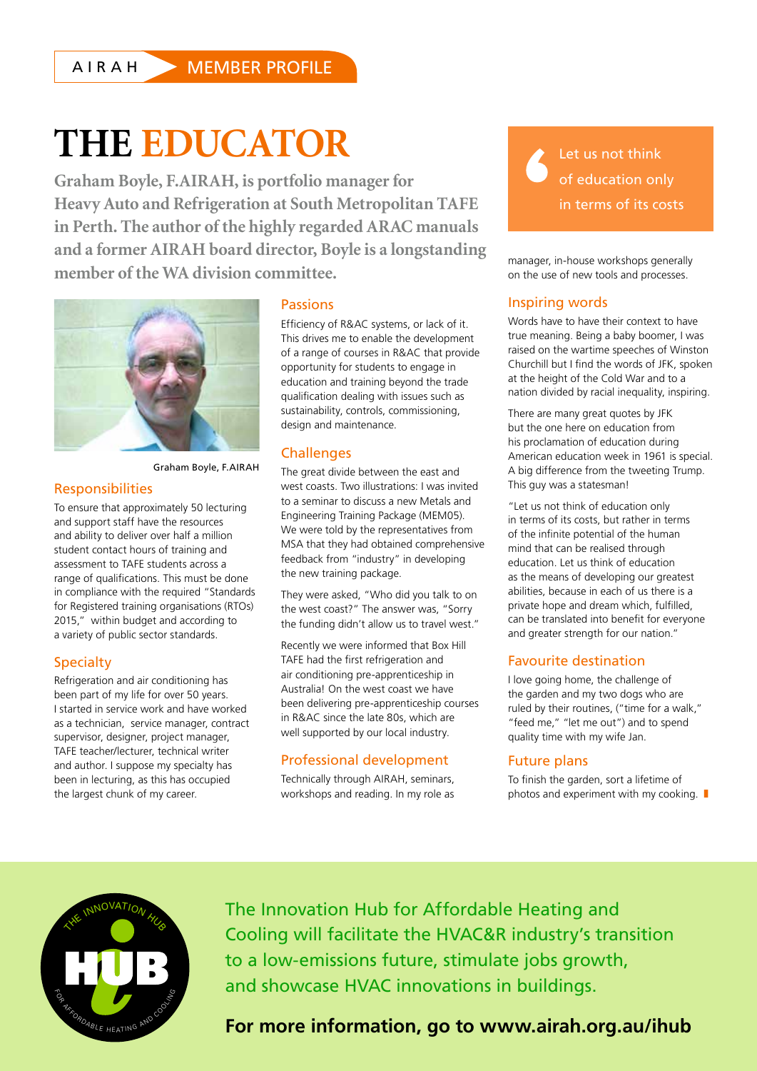AIRAH MEMBER PROFILE

# THE EDUCATOR

**Graham Boyle, F.AIRAH, is portfolio manager for Heavy Auto and Refrigeration at South Metropolitan TAFE in Perth. The author of the highly regarded ARAC manuals and a former AIRAH board director, Boyle is a longstanding member of the WA division committee.**

Graham Boyle, F.AIRAH

## Responsibilities

To ensure that approximately 50 lecturing and support staff have the resources and ability to deliver over half a million student contact hours of training and assessment to TAFE students across a range of qualifications. This must be done in compliance with the required "Standards for Registered training organisations (RTOs) 2015," within budget and according to a variety of public sector standards.

## Specialty

Refrigeration and air conditioning has been part of my life for over 50 years. I started in service work and have worked as a technician, service manager, contract supervisor, designer, project manager, TAFE teacher/lecturer, technical writer and author. I suppose my specialty has been in lecturing, as this has occupied the largest chunk of my career.

## Passions

Efficiency of R&AC systems, or lack of it. This drives me to enable the development of a range of courses in R&AC that provide opportunity for students to engage in education and training beyond the trade qualification dealing with issues such as sustainability, controls, commissioning, design and maintenance.

## Challenges

The great divide between the east and west coasts. Two illustrations: I was invited to a seminar to discuss a new Metals and Engineering Training Package (MEM05). We were told by the representatives from MSA that they had obtained comprehensive feedback from "industry" in developing the new training package.

They were asked, "Who did you talk to on the west coast?" The answer was, "Sorry the funding didn't allow us to travel west."

Recently we were informed that Box Hill TAFE had the first refrigeration and air conditioning pre-apprenticeship in Australia! On the west coast we have been delivering pre-apprenticeship courses in R&AC since the late 80s, which are well supported by our local industry.

## Professional development

Technically through AIRAH, seminars, workshops and reading. In my role as manager, in-house workshops generally on the use of new tools and processes.

> Let us not think of education only in terms of its costs

## Inspiring words

Words have to have their context to have true meaning. Being a baby boomer, I was raised on the wartime speeches of Winston Churchill but I find the words of JFK, spoken at the height of the Cold War and to a nation divided by racial inequality, inspiring.

There are many great quotes by JFK but the one here on education from his proclamation of education during American education week in 1961 is special. A big difference from the tweeting Trump. This guy was a statesman!

"Let us not think of education only in terms of its costs, but rather in terms of the infinite potential of the human mind that can be realised through education. Let us think of education as the means of developing our greatest abilities, because in each of us there is a private hope and dream which, fulfilled, can be translated into benefit for everyone and greater strength for our nation."

## Favourite destination

I love going home, the challenge of the garden and my two dogs who are ruled by their routines, ("time for a walk," "feed me," "let me out") and to spend quality time with my wife Jan.

## Future plans

To finish the garden, sort a lifetime of photos and experiment with my cooking.

---

THE INNOVATION HUB FOR AFFORDABLE HEATING AND COOLING

The Innovation Hub for Affordable Heating and Cooling will facilitate the HVAC&R industry's transition to a low-emissions future, stimulate jobs growth, and showcase HVAC innovations in buildings.

**For more information, go to www.airah.org.au/ihub**